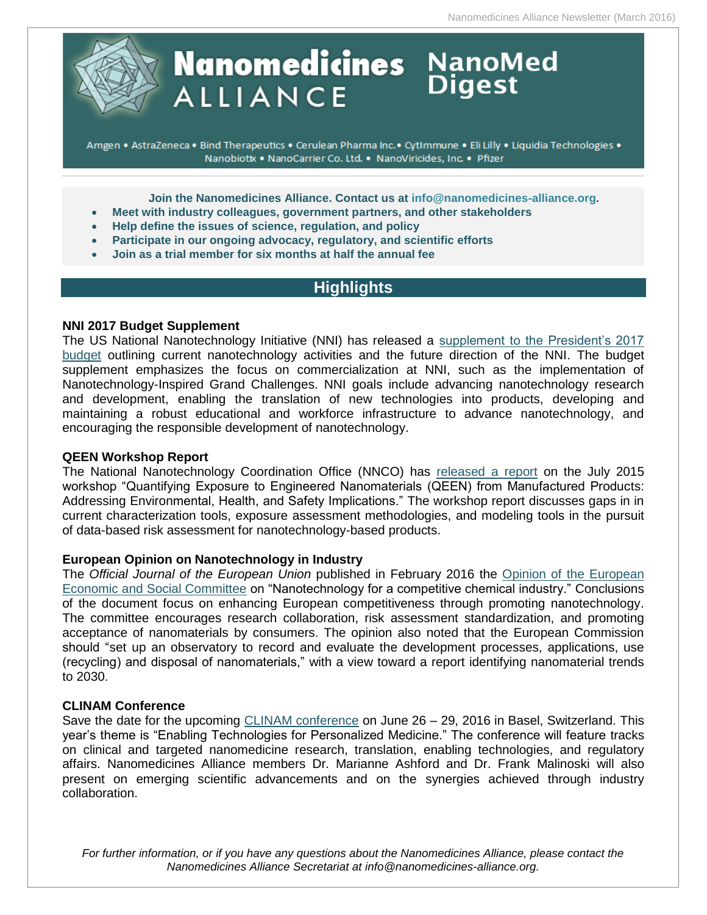# Nanomedicines ALLIANCE NanoMed Digest

Amgen • AstraZeneca • Bind Therapeutics • Cerulean Pharma Inc.• CytImmune • Eli Lilly • Liquidia Technologies • Nanobiotix • NanoCarrier Co. Ltd. • NanoViricides, Inc. • Pfizer

**Join the Nanomedicines Alliance. Contact us at info@nanomedicines-alliance.org.**

- **Meet with industry colleagues, government partners, and other stakeholders**
- **Help define the issues of science, regulation, and policy**
- **Participate in our ongoing advocacy, regulatory, and scientific efforts**
- **Join as a trial member for six months at half the annual fee**

## Highlights

### NNI 2017 Budget Supplement

The US National Nanotechnology Initiative (NNI) has released a supplement to the President's 2017 budget outlining current nanotechnology activities and the future direction of the NNI. The budget supplement emphasizes the focus on commercialization at NNI, such as the implementation of Nanotechnology-Inspired Grand Challenges. NNI goals include advancing nanotechnology research and development, enabling the translation of new technologies into products, developing and maintaining a robust educational and workforce infrastructure to advance nanotechnology, and encouraging the responsible development of nanotechnology.

### QEEN Workshop Report

The National Nanotechnology Coordination Office (NNCO) has released a report on the July 2015 workshop "Quantifying Exposure to Engineered Nanomaterials (QEEN) from Manufactured Products: Addressing Environmental, Health, and Safety Implications." The workshop report discusses gaps in in current characterization tools, exposure assessment methodologies, and modeling tools in the pursuit of data-based risk assessment for nanotechnology-based products.

### European Opinion on Nanotechnology in Industry

The *Official Journal of the European Union* published in February 2016 the Opinion of the European Economic and Social Committee on "Nanotechnology for a competitive chemical industry." Conclusions of the document focus on enhancing European competitiveness through promoting nanotechnology. The committee encourages research collaboration, risk assessment standardization, and promoting acceptance of nanomaterials by consumers. The opinion also noted that the European Commission should "set up an observatory to record and evaluate the development processes, applications, use (recycling) and disposal of nanomaterials," with a view toward a report identifying nanomaterial trends to 2030.

### CLINAM Conference

Save the date for the upcoming CLINAM conference on June 26 – 29, 2016 in Basel, Switzerland. This year's theme is "Enabling Technologies for Personalized Medicine." The conference will feature tracks on clinical and targeted nanomedicine research, translation, enabling technologies, and regulatory affairs. Nanomedicines Alliance members Dr. Marianne Ashford and Dr. Frank Malinoski will also present on emerging scientific advancements and on the synergies achieved through industry collaboration.

*For further information, or if you have any questions about the Nanomedicines Alliance, please contact the Nanomedicines Alliance Secretariat at info@nanomedicines-alliance.org.*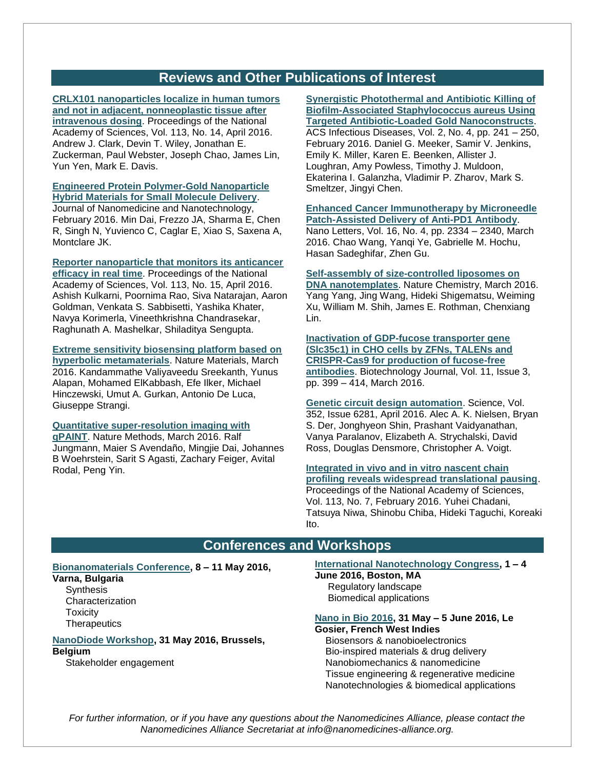## Reviews and Other Publications of Interest

**CRLX101 nanoparticles localize in human tumors and not in adjacent, nonneoplastic tissue after intravenous dosing**. Proceedings of the National Academy of Sciences, Vol. 113, No. 14, April 2016. Andrew J. Clark, Devin T. Wiley, Jonathan E. Zuckerman, Paul Webster, Joseph Chao, James Lin, Yun Yen, Mark E. Davis.

**Engineered Protein Polymer-Gold Nanoparticle Hybrid Materials for Small Molecule Delivery**. Journal of Nanomedicine and Nanotechnology, February 2016. Min Dai, Frezzo JA, Sharma E, Chen R, Singh N, Yuvienco C, Caglar E, Xiao S, Saxena A, Montclare JK.

**Reporter nanoparticle that monitors its anticancer efficacy in real time**. Proceedings of the National Academy of Sciences, Vol. 113, No. 15, April 2016. Ashish Kulkarni, Poornima Rao, Siva Natarajan, Aaron Goldman, Venkata S. Sabbisetti, Yashika Khater, Navya Korimerla, Vineethkrishna Chandrasekar, Raghunath A. Mashelkar, Shiladitya Sengupta.

**Extreme sensitivity biosensing platform based on hyperbolic metamaterials**. Nature Materials, March 2016. Kandammathe Valiyaveedu Sreekanth, Yunus Alapan, Mohamed ElKabbash, Efe Ilker, Michael Hinczewski, Umut A. Gurkan, Antonio De Luca, Giuseppe Strangi.

**Quantitative super-resolution imaging with qPAINT**. Nature Methods, March 2016. Ralf Jungmann, Maier S Avendaño, Mingjie Dai, Johannes B Woehrstein, Sarit S Agasti, Zachary Feiger, Avital Rodal, Peng Yin.

**Synergistic Photothermal and Antibiotic Killing of Biofilm-Associated Staphylococcus aureus Using Targeted Antibiotic-Loaded Gold Nanoconstructs**. ACS Infectious Diseases, Vol. 2, No. 4, pp. 241 – 250, February 2016. Daniel G. Meeker, Samir V. Jenkins, Emily K. Miller, Karen E. Beenken, Allister J. Loughran, Amy Powless, Timothy J. Muldoon, Ekaterina I. Galanzha, Vladimir P. Zharov, Mark S. Smeltzer, Jingyi Chen.

**Enhanced Cancer Immunotherapy by Microneedle Patch-Assisted Delivery of Anti-PD1 Antibody**. Nano Letters, Vol. 16, No. 4, pp. 2334 – 2340, March 2016. Chao Wang, Yanqi Ye, Gabrielle M. Hochu, Hasan Sadeghifar, Zhen Gu.

**Self-assembly of size-controlled liposomes on DNA nanotemplates**. Nature Chemistry, March 2016. Yang Yang, Jing Wang, Hideki Shigematsu, Weiming Xu, William M. Shih, James E. Rothman, Chenxiang Lin.

**Inactivation of GDP-fucose transporter gene (Slc35c1) in CHO cells by ZFNs, TALENs and CRISPR-Cas9 for production of fucose-free antibodies**. Biotechnology Journal, Vol. 11, Issue 3, pp. 399 – 414, March 2016.

**Genetic circuit design automation**. Science, Vol. 352, Issue 6281, April 2016. Alec A. K. Nielsen, Bryan S. Der, Jonghyeon Shin, Prashant Vaidyanathan, Vanya Paralanov, Elizabeth A. Strychalski, David Ross, Douglas Densmore, Christopher A. Voigt.

**Integrated in vivo and in vitro nascent chain profiling reveals widespread translational pausing**. Proceedings of the National Academy of Sciences, Vol. 113, No. 7, February 2016. Yuhei Chadani, Tatsuya Niwa, Shinobu Chiba, Hideki Taguchi, Koreaki Ito.

## Conferences and Workshops

**Bionanomaterials Conference, 8 – 11 May 2016, Varna, Bulgaria**
- Synthesis
- Characterization
- Toxicity
- Therapeutics

**NanoDiode Workshop, 31 May 2016, Brussels, Belgium**
- Stakeholder engagement

**International Nanotechnology Congress, 1 – 4 June 2016, Boston, MA**
- Regulatory landscape
- Biomedical applications

**Nano in Bio 2016, 31 May – 5 June 2016, Le Gosier, French West Indies**
- Biosensors & nanobioelectronics
- Bio-inspired materials & drug delivery
- Nanobiomechanics & nanomedicine
- Tissue engineering & regenerative medicine
- Nanotechnologies & biomedical applications

*For further information, or if you have any questions about the Nanomedicines Alliance, please contact the Nanomedicines Alliance Secretariat at info@nanomedicines-alliance.org.*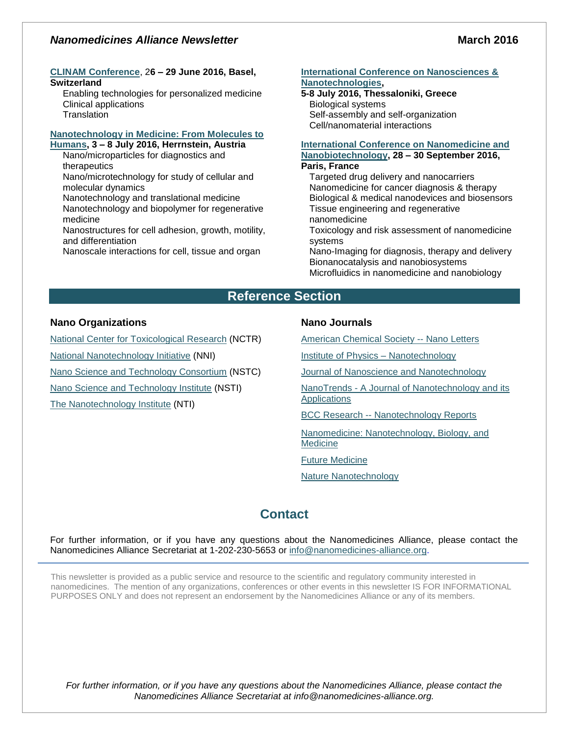**CLINAM Conference, 26 – 29 June 2016, Basel, Switzerland**

- Enabling technologies for personalized medicine
- Clinical applications
- Translation

**Nanotechnology in Medicine: From Molecules to Humans, 3 – 8 July 2016, Herrnstein, Austria**

- Nano/microparticles for diagnostics and therapeutics
- Nano/microtechnology for study of cellular and molecular dynamics
- Nanotechnology and translational medicine
- Nanotechnology and biopolymer for regenerative medicine
- Nanostructures for cell adhesion, growth, motility, and differentiation
- Nanoscale interactions for cell, tissue and organ

**International Conference on Nanosciences & Nanotechnologies, 5-8 July 2016, Thessaloniki, Greece**

- Biological systems
- Self-assembly and self-organization
- Cell/nanomaterial interactions

**International Conference on Nanomedicine and Nanobiotechnology, 28 – 30 September 2016, Paris, France**

- Targeted drug delivery and nanocarriers
- Nanomedicine for cancer diagnosis & therapy
- Biological & medical nanodevices and biosensors
- Tissue engineering and regenerative nanomedicine
- Toxicology and risk assessment of nanomedicine systems
- Nano-Imaging for diagnosis, therapy and delivery
- Bionanocatalysis and nanobiosystems
- Microfluidics in nanomedicine and nanobiology

## Reference Section

### Nano Organizations

National Center for Toxicological Research (NCTR)

National Nanotechnology Initiative (NNI)

Nano Science and Technology Consortium (NSTC)

Nano Science and Technology Institute (NSTI)

The Nanotechnology Institute (NTI)

### Nano Journals

American Chemical Society -- Nano Letters

Institute of Physics – Nanotechnology

Journal of Nanoscience and Nanotechnology

NanoTrends - A Journal of Nanotechnology and its Applications

BCC Research -- Nanotechnology Reports

Nanomedicine: Nanotechnology, Biology, and Medicine

Future Medicine

Nature Nanotechnology

## Contact

For further information, or if you have any questions about the Nanomedicines Alliance, please contact the Nanomedicines Alliance Secretariat at 1-202-230-5653 or info@nanomedicines-alliance.org.

This newsletter is provided as a public service and resource to the scientific and regulatory community interested in nanomedicines. The mention of any organizations, conferences or other events in this newsletter IS FOR INFORMATIONAL PURPOSES ONLY and does not represent an endorsement by the Nanomedicines Alliance or any of its members.